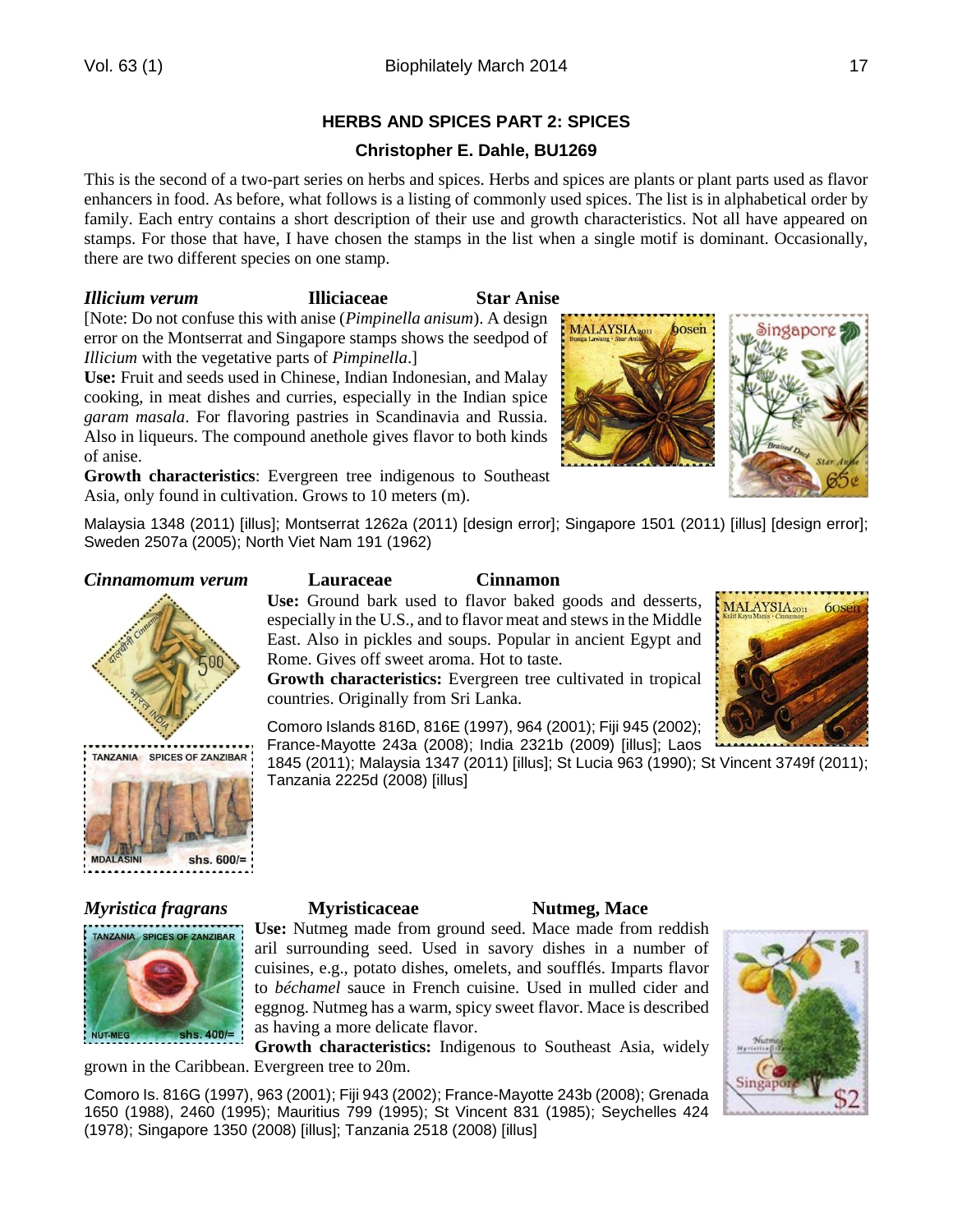## HERBS AND SPICES PART 2: SPICES

### Christopher E. Dahle, BU1269

This is the second of a two-part series on herbs and spices. Herbs and spices are plants or plant parts used as flavor enhancers in food. As before, what follows is a listing of commonly used spices. The list is in alphabetical order by family. Each entry contains a short description of their use and growth characteristics. Not all have appeared on stamps. For those that have, I have chosen the stamps in the list when a single motif is dominant. Occasionally, there are two different species on one stamp.

### *Illicium verum* — Illiciaceae — Star Anise

[Note: Do not confuse this with anise (*Pimpinella anisum*). A design error on the Montserrat and Singapore stamps shows the seedpod of *Illicium* with the vegetative parts of *Pimpinella*.]

**Use:** Fruit and seeds used in Chinese, Indian Indonesian, and Malay cooking, in meat dishes and curries, especially in the Indian spice *garam masala*. For flavoring pastries in Scandinavia and Russia. Also in liqueurs. The compound anethole gives flavor to both kinds of anise.

**Growth characteristics**: Evergreen tree indigenous to Southeast Asia, only found in cultivation. Grows to 10 meters (m).

Malaysia 1348 (2011) [illus]; Montserrat 1262a (2011) [design error]; Singapore 1501 (2011) [illus] [design error]; Sweden 2507a (2005); North Viet Nam 191 (1962)

### *Cinnamomum verum* — Lauraceae — Cinnamon

**Use:** Ground bark used to flavor baked goods and desserts, especially in the U.S., and to flavor meat and stews in the Middle East. Also in pickles and soups. Popular in ancient Egypt and Rome. Gives off sweet aroma. Hot to taste.

**Growth characteristics:** Evergreen tree cultivated in tropical countries. Originally from Sri Lanka.

Comoro Islands 816D, 816E (1997), 964 (2001); Fiji 945 (2002); France-Mayotte 243a (2008); India 2321b (2009) [illus]; Laos 1845 (2011); Malaysia 1347 (2011) [illus]; St Lucia 963 (1990); St Vincent 3749f (2011); Tanzania 2225d (2008) [illus]

### *Myristica fragrans* — Myristicaceae — Nutmeg, Mace

**Use:** Nutmeg made from ground seed. Mace made from reddish aril surrounding seed. Used in savory dishes in a number of cuisines, e.g., potato dishes, omelets, and soufflés. Imparts flavor to *béchamel* sauce in French cuisine. Used in mulled cider and eggnog. Nutmeg has a warm, spicy sweet flavor. Mace is described as having a more delicate flavor.

**Growth characteristics:** Indigenous to Southeast Asia, widely grown in the Caribbean. Evergreen tree to 20m.

Comoro Is. 816G (1997), 963 (2001); Fiji 943 (2002); France-Mayotte 243b (2008); Grenada 1650 (1988), 2460 (1995); Mauritius 799 (1995); St Vincent 831 (1985); Seychelles 424 (1978); Singapore 1350 (2008) [illus]; Tanzania 2518 (2008) [illus]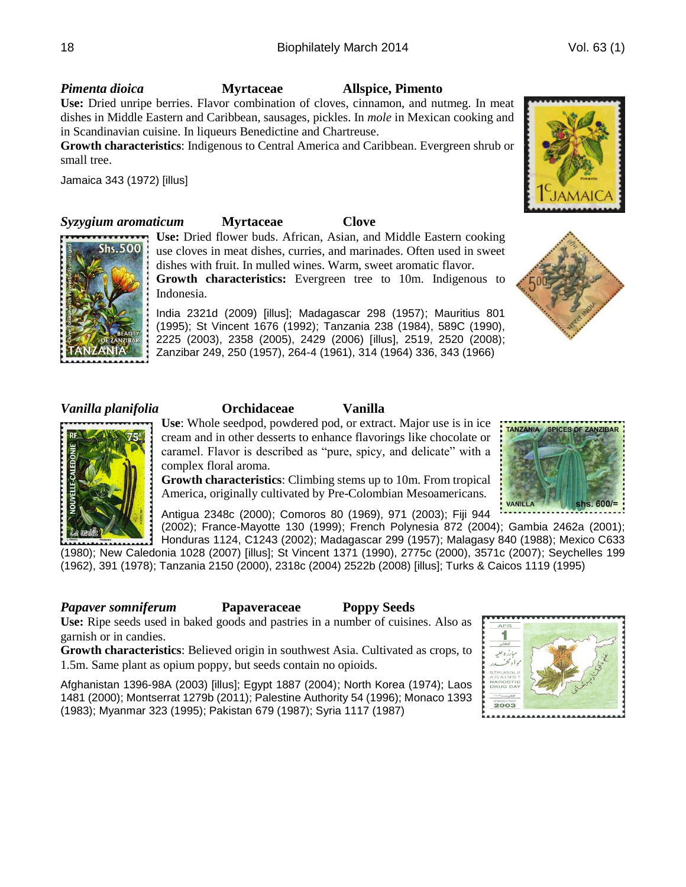***Pimenta dioica*** **Myrtaceae** **Allspice, Pimento**

**Use:** Dried unripe berries. Flavor combination of cloves, cinnamon, and nutmeg. In meat dishes in Middle Eastern and Caribbean, sausages, pickles. In *mole* in Mexican cooking and in Scandinavian cuisine. In liqueurs Benedictine and Chartreuse.

**Growth characteristics**: Indigenous to Central America and Caribbean. Evergreen shrub or small tree.

Jamaica 343 (1972) [illus]

***Syzygium aromaticum*** **Myrtaceae** **Clove**

**Use:** Dried flower buds. African, Asian, and Middle Eastern cooking use cloves in meat dishes, curries, and marinades. Often used in sweet dishes with fruit. In mulled wines. Warm, sweet aromatic flavor.

**Growth characteristics:** Evergreen tree to 10m. Indigenous to Indonesia.

India 2321d (2009) [illus]; Madagascar 298 (1957); Mauritius 801 (1995); St Vincent 1676 (1992); Tanzania 238 (1984), 589C (1990), 2225 (2003), 2358 (2005), 2429 (2006) [illus], 2519, 2520 (2008); Zanzibar 249, 250 (1957), 264-4 (1961), 314 (1964) 336, 343 (1966)

***Vanilla planifolia*** **Orchidaceae** **Vanilla**

**Use**: Whole seedpod, powdered pod, or extract. Major use is in ice cream and in other desserts to enhance flavorings like chocolate or caramel. Flavor is described as "pure, spicy, and delicate" with a complex floral aroma.

**Growth characteristics**: Climbing stems up to 10m. From tropical America, originally cultivated by Pre-Colombian Mesoamericans.

Antigua 2348c (2000); Comoros 80 (1969), 971 (2003); Fiji 944 (2002); France-Mayotte 130 (1999); French Polynesia 872 (2004); Gambia 2462a (2001); Honduras 1124, C1243 (2002); Madagascar 299 (1957); Malagasy 840 (1988); Mexico C633 (1980); New Caledonia 1028 (2007) [illus]; St Vincent 1371 (1990), 2775c (2000), 3571c (2007); Seychelles 199 (1962), 391 (1978); Tanzania 2150 (2000), 2318c (2004) 2522b (2008) [illus]; Turks & Caicos 1119 (1995)

***Papaver somniferum*** **Papaveraceae** **Poppy Seeds**

**Use:** Ripe seeds used in baked goods and pastries in a number of cuisines. Also as garnish or in candies.

**Growth characteristics**: Believed origin in southwest Asia. Cultivated as crops, to 1.5m. Same plant as opium poppy, but seeds contain no opioids.

Afghanistan 1396-98A (2003) [illus]; Egypt 1887 (2004); North Korea (1974); Laos 1481 (2000); Montserrat 1279b (2011); Palestine Authority 54 (1996); Monaco 1393 (1983); Myanmar 323 (1995); Pakistan 679 (1987); Syria 1117 (1987)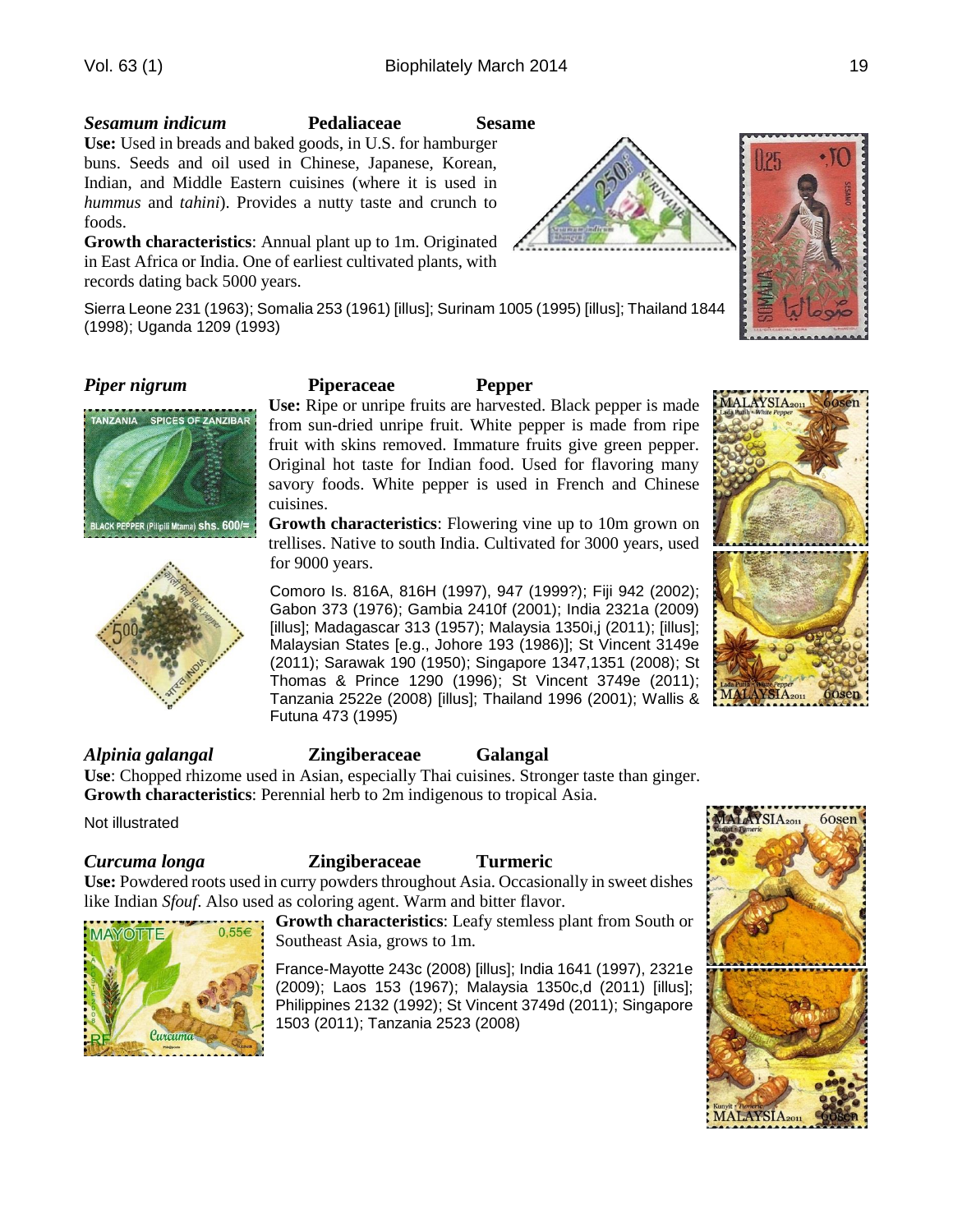***Sesamum indicum*** **Pedaliaceae** **Sesame**

**Use:** Used in breads and baked goods, in U.S. for hamburger buns. Seeds and oil used in Chinese, Japanese, Korean, Indian, and Middle Eastern cuisines (where it is used in *hummus* and *tahini*). Provides a nutty taste and crunch to foods.

**Growth characteristics**: Annual plant up to 1m. Originated in East Africa or India. One of earliest cultivated plants, with records dating back 5000 years.

Sierra Leone 231 (1963); Somalia 253 (1961) [illus]; Surinam 1005 (1995) [illus]; Thailand 1844 (1998); Uganda 1209 (1993)

***Piper nigrum*** **Piperaceae** **Pepper**

**Use:** Ripe or unripe fruits are harvested. Black pepper is made from sun-dried unripe fruit. White pepper is made from ripe fruit with skins removed. Immature fruits give green pepper. Original hot taste for Indian food. Used for flavoring many savory foods. White pepper is used in French and Chinese cuisines.

**Growth characteristics**: Flowering vine up to 10m grown on trellises. Native to south India. Cultivated for 3000 years, used for 9000 years.

Comoro Is. 816A, 816H (1997), 947 (1999?); Fiji 942 (2002); Gabon 373 (1976); Gambia 2410f (2001); India 2321a (2009) [illus]; Madagascar 313 (1957); Malaysia 1350i,j (2011); [illus]; Malaysian States [e.g., Johore 193 (1986)]; St Vincent 3149e (2011); Sarawak 190 (1950); Singapore 1347,1351 (2008); St Thomas & Prince 1290 (1996); St Vincent 3749e (2011); Tanzania 2522e (2008) [illus]; Thailand 1996 (2001); Wallis & Futuna 473 (1995)

***Alpinia galangal*** **Zingiberaceae** **Galangal**

**Use**: Chopped rhizome used in Asian, especially Thai cuisines. Stronger taste than ginger.

**Growth characteristics**: Perennial herb to 2m indigenous to tropical Asia.

Not illustrated

***Curcuma longa*** **Zingiberaceae** **Turmeric**

**Use:** Powdered roots used in curry powders throughout Asia. Occasionally in sweet dishes like Indian *Sfouf*. Also used as coloring agent. Warm and bitter flavor.

**Growth characteristics**: Leafy stemless plant from South or Southeast Asia, grows to 1m.

France-Mayotte 243c (2008) [illus]; India 1641 (1997), 2321e (2009); Laos 153 (1967); Malaysia 1350c,d (2011) [illus]; Philippines 2132 (1992); St Vincent 3749d (2011); Singapore 1503 (2011); Tanzania 2523 (2008)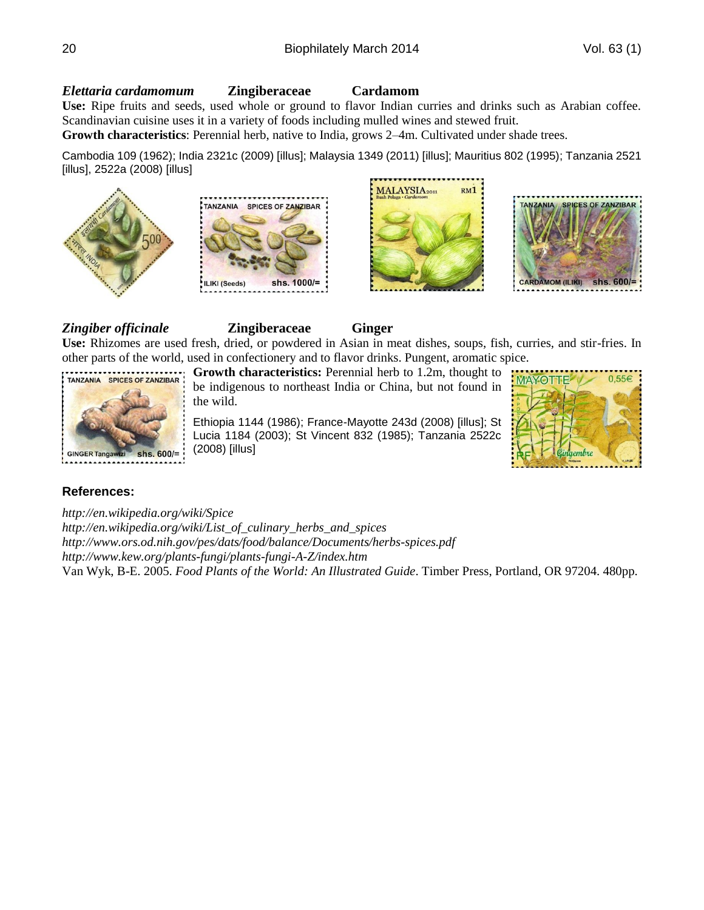***Elettaria cardamomum*** **Zingiberaceae** **Cardamom**

**Use:** Ripe fruits and seeds, used whole or ground to flavor Indian curries and drinks such as Arabian coffee. Scandinavian cuisine uses it in a variety of foods including mulled wines and stewed fruit.

**Growth characteristics**: Perennial herb, native to India, grows 2–4m. Cultivated under shade trees.

Cambodia 109 (1962); India 2321c (2009) [illus]; Malaysia 1349 (2011) [illus]; Mauritius 802 (1995); Tanzania 2521 [illus], 2522a (2008) [illus]

***Zingiber officinale*** **Zingiberaceae** **Ginger**

**Use:** Rhizomes are used fresh, dried, or powdered in Asian in meat dishes, soups, fish, curries, and stir-fries. In other parts of the world, used in confectionery and to flavor drinks. Pungent, aromatic spice.

**Growth characteristics:** Perennial herb to 1.2m, thought to be indigenous to northeast India or China, but not found in the wild.

Ethiopia 1144 (1986); France-Mayotte 243d (2008) [illus]; St Lucia 1184 (2003); St Vincent 832 (1985); Tanzania 2522c (2008) [illus]

## References:

*http://en.wikipedia.org/wiki/Spice*

*http://en.wikipedia.org/wiki/List_of_culinary_herbs_and_spices*

*http://www.ors.od.nih.gov/pes/dats/food/balance/Documents/herbs-spices.pdf*

*http://www.kew.org/plants-fungi/plants-fungi-A-Z/index.htm*

Van Wyk, B-E. 2005. *Food Plants of the World: An Illustrated Guide*. Timber Press, Portland, OR 97204. 480pp.